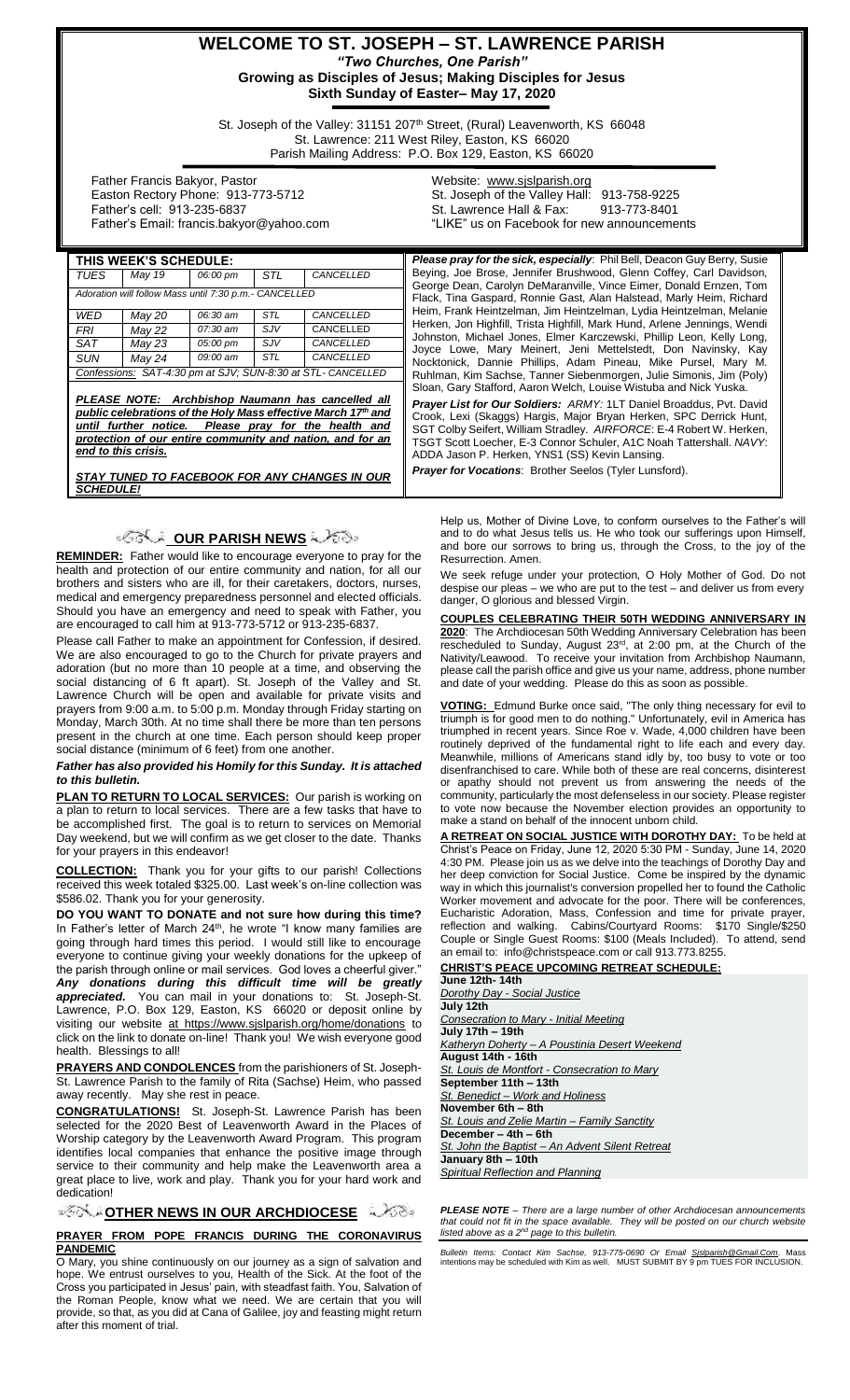# WELCOME TO ST. JOSEPH – ST. LAWRENCE PARISH

***"Two Churches, One Parish"***

**Growing as Disciples of Jesus; Making Disciples for Jesus**

**Sixth Sunday of Easter– May 17, 2020**

St. Joseph of the Valley: 31151 207th Street, (Rural) Leavenworth, KS 66048
St. Lawrence: 211 West Riley, Easton, KS 66020
Parish Mailing Address: P.O. Box 129, Easton, KS 66020

Father Francis Bakyor, Pastor
Easton Rectory Phone: 913-773-5712
Father's cell: 913-235-6837
Father's Email: francis.bakyor@yahoo.com

Website: www.sjslparish.org
St. Joseph of the Valley Hall: 913-758-9225
St. Lawrence Hall & Fax: 913-773-8401
"LIKE" us on Facebook for new announcements

## THIS WEEK'S SCHEDULE:

| | | | | |
|---|---|---|---|---|
| *TUES* | *May 19* | *06:00 pm* | *STL* | *CANCELLED* |
| *Adoration will follow Mass until 7:30 p.m.- CANCELLED* | | | | |
| *WED* | *May 20* | *06:30 am* | *STL* | *CANCELLED* |
| *FRI* | *May 22* | *07:30 am* | *SJV* | CANCELLED |
| *SAT* | *May 23* | *05:00 pm* | *SJV* | *CANCELLED* |
| *SUN* | *May 24* | *09:00 am* | *STL* | *CANCELLED* |
| *Confessions: SAT-4:30 pm at SJV; SUN-8:30 at STL- CANCELLED* | | | | |

***PLEASE NOTE: Archbishop Naumann has cancelled all public celebrations of the Holy Mass effective March 17th and until further notice. Please pray for the health and protection of our entire community and nation, and for an end to this crisis.***

***STAY TUNED TO FACEBOOK FOR ANY CHANGES IN OUR SCHEDULE!***

***Please pray for the sick, especially***: Phil Bell, Deacon Guy Berry, Susie Beying, Joe Brose, Jennifer Brushwood, Glenn Coffey, Carl Davidson, George Dean, Carolyn DeMaranville, Vince Eimer, Donald Ernzen, Tom Flack, Tina Gaspard, Ronnie Gast, Alan Halstead, Marly Heim, Richard Heim, Frank Heintzelman, Jim Heintzelman, Lydia Heintzelman, Melanie Herken, Jon Highfill, Trista Highfill, Mark Hund, Arlene Jennings, Wendi Johnston, Michael Jones, Elmer Karczewski, Phillip Leon, Kelly Long, Joyce Lowe, Mary Meinert, Jeni Mettelstedt, Don Navinsky, Kay Nocktonick, Dannie Phillips, Adam Pineau, Mike Pursel, Mary M. Ruhlman, Kim Sachse, Tanner Siebenmorgen, Julie Simonis, Jim (Poly) Sloan, Gary Stafford, Aaron Welch, Louise Wistuba and Nick Yuska.

***Prayer List for Our Soldiers:*** *ARMY:* 1LT Daniel Broaddus, Pvt. David Crook, Lexi (Skaggs) Hargis, Major Bryan Herken, SPC Derrick Hunt, SGT Colby Seifert, William Stradley. *AIRFORCE*: E-4 Robert W. Herken, TSGT Scott Loecher, E-3 Connor Schuler, A1C Noah Tattershall. *NAVY*: ADDA Jason P. Herken, YNS1 (SS) Kevin Lansing.

***Prayer for Vocations***: Brother Seelos (Tyler Lunsford).

## OUR PARISH NEWS

**REMINDER:** Father would like to encourage everyone to pray for the health and protection of our entire community and nation, for all our brothers and sisters who are ill, for their caretakers, doctors, nurses, medical and emergency preparedness personnel and elected officials. Should you have an emergency and need to speak with Father, you are encouraged to call him at 913-773-5712 or 913-235-6837.

Please call Father to make an appointment for Confession, if desired. We are also encouraged to go to the Church for private prayers and adoration (but no more than 10 people at a time, and observing the social distancing of 6 ft apart). St. Joseph of the Valley and St. Lawrence Church will be open and available for private visits and prayers from 9:00 a.m. to 5:00 p.m. Monday through Friday starting on Monday, March 30th. At no time shall there be more than ten persons present in the church at one time. Each person should keep proper social distance (minimum of 6 feet) from one another.

***Father has also provided his Homily for this Sunday. It is attached to this bulletin.***

**PLAN TO RETURN TO LOCAL SERVICES:** Our parish is working on a plan to return to local services. There are a few tasks that have to be accomplished first. The goal is to return to services on Memorial Day weekend, but we will confirm as we get closer to the date. Thanks for your prayers in this endeavor!

**COLLECTION:** Thank you for your gifts to our parish! Collections received this week totaled $325.00. Last week's on-line collection was $586.02. Thank you for your generosity.

**DO YOU WANT TO DONATE and not sure how during this time?** In Father's letter of March 24th, he wrote "I know many families are going through hard times this period. I would still like to encourage everyone to continue giving your weekly donations for the upkeep of the parish through online or mail services. God loves a cheerful giver." ***Any donations during this difficult time will be greatly appreciated.*** You can mail in your donations to: St. Joseph-St. Lawrence, P.O. Box 129, Easton, KS 66020 or deposit online by visiting our website at https://www.sjslparish.org/home/donations to click on the link to donate on-line! Thank you! We wish everyone good health. Blessings to all!

**PRAYERS AND CONDOLENCES** from the parishioners of St. Joseph-St. Lawrence Parish to the family of Rita (Sachse) Heim, who passed away recently. May she rest in peace.

**CONGRATULATIONS!** St. Joseph-St. Lawrence Parish has been selected for the 2020 Best of Leavenworth Award in the Places of Worship category by the Leavenworth Award Program. This program identifies local companies that enhance the positive image through service to their community and help make the Leavenworth area a great place to live, work and play. Thank you for your hard work and dedication!

## OTHER NEWS IN OUR ARCHDIOCESE

**PRAYER FROM POPE FRANCIS DURING THE CORONAVIRUS PANDEMIC**

O Mary, you shine continuously on our journey as a sign of salvation and hope. We entrust ourselves to you, Health of the Sick. At the foot of the Cross you participated in Jesus' pain, with steadfast faith. You, Salvation of the Roman People, know what we need. We are certain that you will provide, so that, as you did at Cana of Galilee, joy and feasting might return after this moment of trial.

Help us, Mother of Divine Love, to conform ourselves to the Father's will and to do what Jesus tells us. He who took our sufferings upon Himself, and bore our sorrows to bring us, through the Cross, to the joy of the Resurrection. Amen.

We seek refuge under your protection, O Holy Mother of God. Do not despise our pleas – we who are put to the test – and deliver us from every danger, O glorious and blessed Virgin.

**COUPLES CELEBRATING THEIR 50TH WEDDING ANNIVERSARY IN 2020**: The Archdiocesan 50th Wedding Anniversary Celebration has been rescheduled to Sunday, August 23rd, at 2:00 pm, at the Church of the Nativity/Leawood. To receive your invitation from Archbishop Naumann, please call the parish office and give us your name, address, phone number and date of your wedding. Please do this as soon as possible.

**VOTING:** Edmund Burke once said, "The only thing necessary for evil to triumph is for good men to do nothing." Unfortunately, evil in America has triumphed in recent years. Since Roe v. Wade, 4,000 children have been routinely deprived of the fundamental right to life each and every day. Meanwhile, millions of Americans stand idly by, too busy to vote or too disenfranchised to care. While both of these are real concerns, disinterest or apathy should not prevent us from answering the needs of the community, particularly the most defenseless in our society. Please register to vote now because the November election provides an opportunity to make a stand on behalf of the innocent unborn child.

**A RETREAT ON SOCIAL JUSTICE WITH DOROTHY DAY:** To be held at Christ's Peace on Friday, June 12, 2020 5:30 PM - Sunday, June 14, 2020 4:30 PM. Please join us as we delve into the teachings of Dorothy Day and her deep conviction for Social Justice. Come be inspired by the dynamic way in which this journalist's conversion propelled her to found the Catholic Worker movement and advocate for the poor. There will be conferences, Eucharistic Adoration, Mass, Confession and time for private prayer, reflection and walking. Cabins/Courtyard Rooms: $170 Single/$250 Couple or Single Guest Rooms: $100 (Meals Included). To attend, send an email to: info@christspeace.com or call 913.773.8255.

**CHRIST'S PEACE UPCOMING RETREAT SCHEDULE:**

**June 12th- 14th**
Dorothy Day - Social Justice
**July 12th**
Consecration to Mary - Initial Meeting
**July 17th – 19th**
Katheryn Doherty – A Poustinia Desert Weekend
**August 14th - 16th**
St. Louis de Montfort - Consecration to Mary
**September 11th – 13th**
St. Benedict – Work and Holiness
**November 6th – 8th**
St. Louis and Zelie Martin – Family Sanctity
**December – 4th – 6th**
St. John the Baptist – An Advent Silent Retreat
**January 8th – 10th**
Spiritual Reflection and Planning

***PLEASE NOTE** – There are a large number of other Archdiocesan announcements that could not fit in the space available. They will be posted on our church website listed above as a 2nd page to this bulletin.*

*Bulletin Items: Contact Kim Sachse, 913-775-0690 Or Email Sjslparish@Gmail.Com.* Mass intentions may be scheduled with Kim as well. MUST SUBMIT BY 9 pm TUES FOR INCLUSION.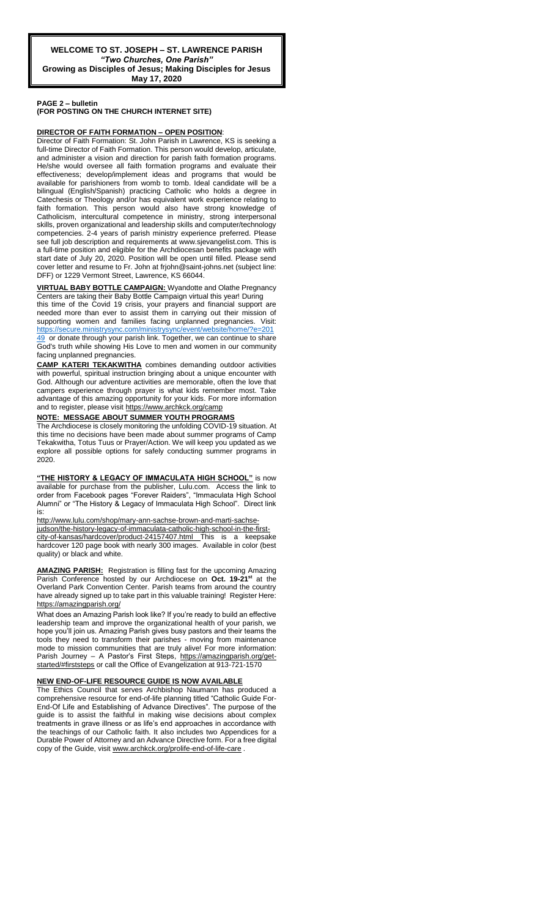**WELCOME TO ST. JOSEPH – ST. LAWRENCE PARISH**
***"Two Churches, One Parish"***
**Growing as Disciples of Jesus; Making Disciples for Jesus**
**May 17, 2020**

**PAGE 2 – bulletin**
**(FOR POSTING ON THE CHURCH INTERNET SITE)**

**DIRECTOR OF FAITH FORMATION – OPEN POSITION**:

Director of Faith Formation: St. John Parish in Lawrence, KS is seeking a full-time Director of Faith Formation. This person would develop, articulate, and administer a vision and direction for parish faith formation programs. He/she would oversee all faith formation programs and evaluate their effectiveness; develop/implement ideas and programs that would be available for parishioners from womb to tomb. Ideal candidate will be a bilingual (English/Spanish) practicing Catholic who holds a degree in Catechesis or Theology and/or has equivalent work experience relating to faith formation. This person would also have strong knowledge of Catholicism, intercultural competence in ministry, strong interpersonal skills, proven organizational and leadership skills and computer/technology competencies. 2-4 years of parish ministry experience preferred. Please see full job description and requirements at www.sjevangelist.com. This is a full-time position and eligible for the Archdiocesan benefits package with start date of July 20, 2020. Position will be open until filled. Please send cover letter and resume to Fr. John at frjohn@saint-johns.net (subject line: DFF) or 1229 Vermont Street, Lawrence, KS 66044.

**VIRTUAL BABY BOTTLE CAMPAIGN:** Wyandotte and Olathe Pregnancy Centers are taking their Baby Bottle Campaign virtual this year! During this time of the Covid 19 crisis, your prayers and financial support are needed more than ever to assist them in carrying out their mission of supporting women and families facing unplanned pregnancies. Visit: https://secure.ministrysync.com/ministrysync/event/website/home/?e=20149 or donate through your parish link. Together, we can continue to share God's truth while showing His Love to men and women in our community facing unplanned pregnancies.

**CAMP KATERI TEKAKWITHA** combines demanding outdoor activities with powerful, spiritual instruction bringing about a unique encounter with God. Although our adventure activities are memorable, often the love that campers experience through prayer is what kids remember most. Take advantage of this amazing opportunity for your kids. For more information and to register, please visit https://www.archkck.org/camp

**NOTE: MESSAGE ABOUT SUMMER YOUTH PROGRAMS**

The Archdiocese is closely monitoring the unfolding COVID-19 situation. At this time no decisions have been made about summer programs of Camp Tekakwitha, Totus Tuus or Prayer/Action. We will keep you updated as we explore all possible options for safely conducting summer programs in 2020.

**"THE HISTORY & LEGACY OF IMMACULATA HIGH SCHOOL"** is now available for purchase from the publisher, Lulu.com. Access the link to order from Facebook pages "Forever Raiders", "Immaculata High School Alumni" or "The History & Legacy of Immaculata High School". Direct link is:

http://www.lulu.com/shop/mary-ann-sachse-brown-and-marti-sachse-judson/the-history-legacy-of-immaculata-catholic-high-school-in-the-first-city-of-kansas/hardcover/product-24157407.html This is a keepsake hardcover 120 page book with nearly 300 images. Available in color (best quality) or black and white.

**AMAZING PARISH:** Registration is filling fast for the upcoming Amazing Parish Conference hosted by our Archdiocese on **Oct. 19-21st** at the Overland Park Convention Center. Parish teams from around the country have already signed up to take part in this valuable training! Register Here: https://amazingparish.org/

What does an Amazing Parish look like? If you're ready to build an effective leadership team and improve the organizational health of your parish, we hope you'll join us. Amazing Parish gives busy pastors and their teams the tools they need to transform their parishes - moving from maintenance mode to mission communities that are truly alive! For more information: Parish Journey – A Pastor's First Steps, https://amazingparish.org/get-started/#firststeps or call the Office of Evangelization at 913-721-1570

**NEW END-OF-LIFE RESOURCE GUIDE IS NOW AVAILABLE**

The Ethics Council that serves Archbishop Naumann has produced a comprehensive resource for end-of-life planning titled "Catholic Guide For-End-Of Life and Establishing of Advance Directives". The purpose of the guide is to assist the faithful in making wise decisions about complex treatments in grave illness or as life's end approaches in accordance with the teachings of our Catholic faith. It also includes two Appendices for a Durable Power of Attorney and an Advance Directive form. For a free digital copy of the Guide, visit www.archkck.org/prolife-end-of-life-care .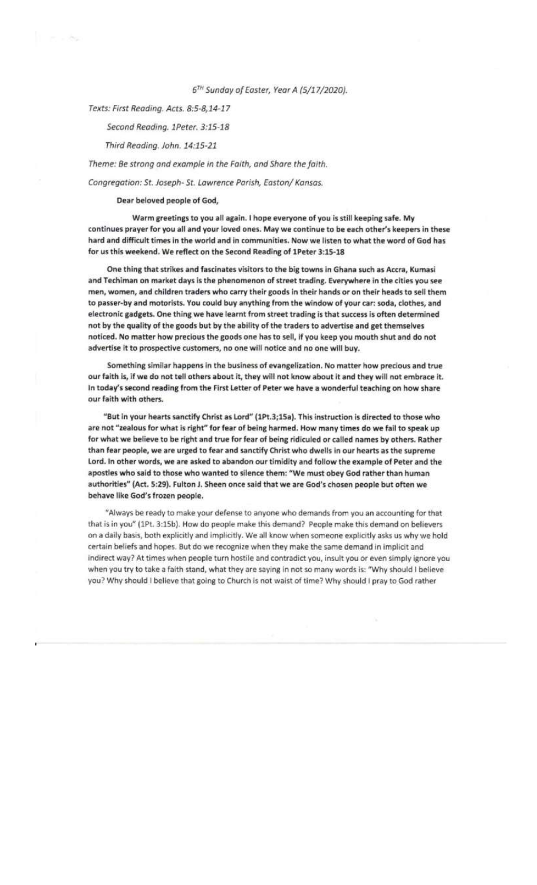*6TH Sunday of Easter, Year A (5/17/2020).*

*Texts: First Reading. Acts. 8:5-8,14-17*

*Second Reading. 1Peter. 3:15-18*

*Third Reading. John. 14:15-21*

*Theme: Be strong and example in the Faith, and Share the faith.*

*Congregation: St. Joseph- St. Lawrence Parish, Easton/ Kansas.*

**Dear beloved people of God,**

**Warm greetings to you all again. I hope everyone of you is still keeping safe. My continues prayer for you all and your loved ones. May we continue to be each other's keepers in these hard and difficult times in the world and in communities. Now we listen to what the word of God has for us this weekend. We reflect on the Second Reading of 1Peter 3:15-18**

**One thing that strikes and fascinates visitors to the big towns in Ghana such as Accra, Kumasi and Techiman on market days is the phenomenon of street trading. Everywhere in the cities you see men, women, and children traders who carry their goods in their hands or on their heads to sell them to passer-by and motorists. You could buy anything from the window of your car: soda, clothes, and electronic gadgets. One thing we have learnt from street trading is that success is often determined not by the quality of the goods but by the ability of the traders to advertise and get themselves noticed. No matter how precious the goods one has to sell, if you keep you mouth shut and do not advertise it to prospective customers, no one will notice and no one will buy.**

**Something similar happens in the business of evangelization. No matter how precious and true our faith is, if we do not tell others about it, they will not know about it and they will not embrace it. In today's second reading from the First Letter of Peter we have a wonderful teaching on how share our faith with others.**

**"But in your hearts sanctify Christ as Lord" (1Pt.3;15a). This instruction is directed to those who are not "zealous for what is right" for fear of being harmed. How many times do we fail to speak up for what we believe to be right and true for fear of being ridiculed or called names by others. Rather than fear people, we are urged to fear and sanctify Christ who dwells in our hearts as the supreme Lord. In other words, we are asked to abandon our timidity and follow the example of Peter and the apostles who said to those who wanted to silence them: "We must obey God rather than human authorities" (Act. 5:29). Fulton J. Sheen once said that we are God's chosen people but often we behave like God's frozen people.**

**"Always be ready to make your defense to anyone who demands from you an accounting for that that is in you" (1Pt. 3:15b). How do people make this demand? People make this demand on believers on a daily basis, both explicitly and implicitly. We all know when someone explicitly asks us why we hold certain beliefs and hopes. But do we recognize when they make the same demand in implicit and indirect way? At times when people turn hostile and contradict you, insult you or even simply ignore you when you try to take a faith stand, what they are saying in not so many words is: "Why should I believe you? Why should I believe that going to Church is not waist of time? Why should I pray to God rather**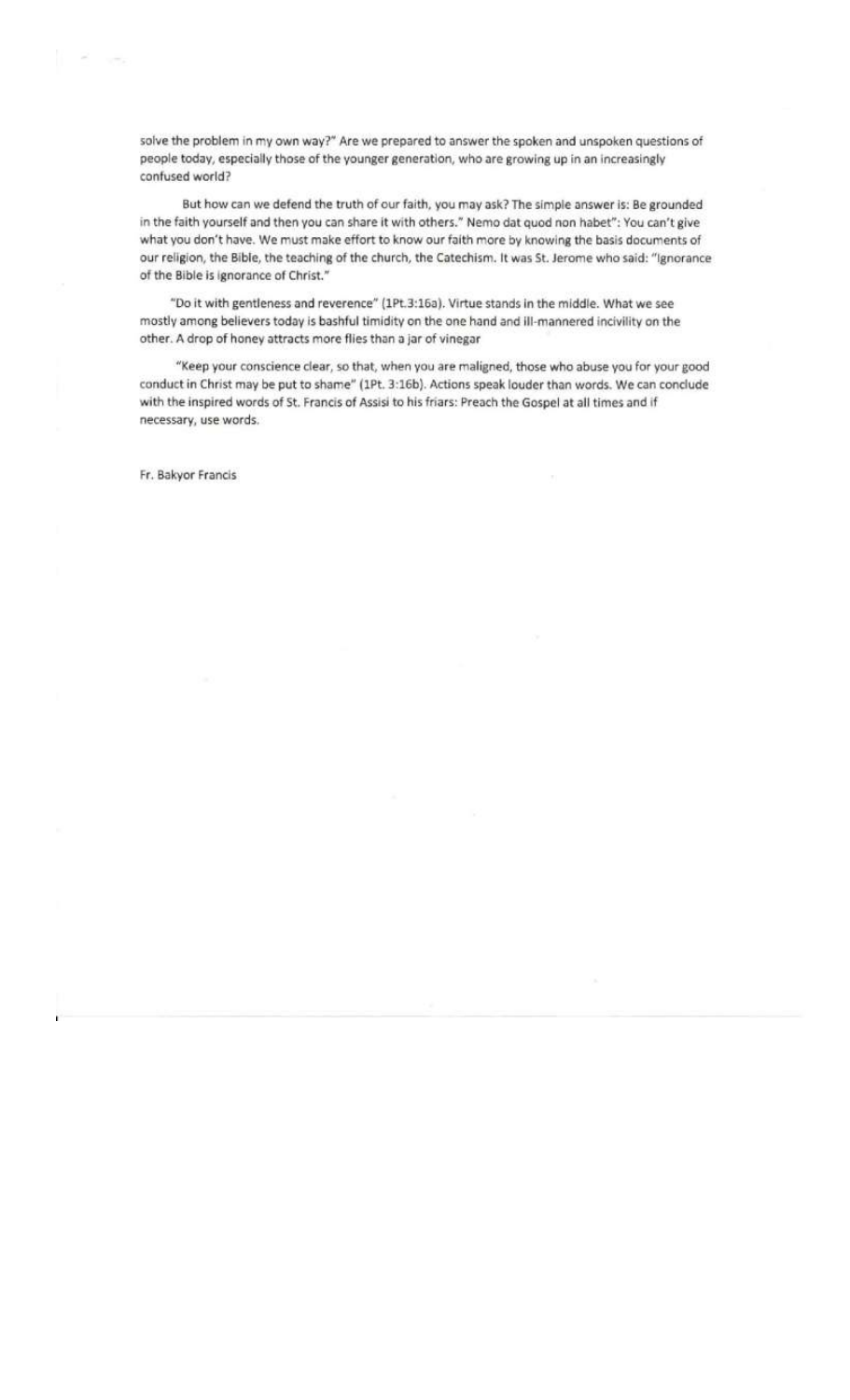solve the problem in my own way?" Are we prepared to answer the spoken and unspoken questions of people today, especially those of the younger generation, who are growing up in an increasingly confused world?

But how can we defend the truth of our faith, you may ask? The simple answer is: Be grounded in the faith yourself and then you can share it with others." Nemo dat quod non habet": You can't give what you don't have. We must make effort to know our faith more by knowing the basis documents of our religion, the Bible, the teaching of the church, the Catechism. It was St. Jerome who said: "Ignorance of the Bible is ignorance of Christ."

"Do it with gentleness and reverence" (1Pt.3:16a). Virtue stands in the middle. What we see mostly among believers today is bashful timidity on the one hand and ill-mannered incivility on the other. A drop of honey attracts more flies than a jar of vinegar

"Keep your conscience clear, so that, when you are maligned, those who abuse you for your good conduct in Christ may be put to shame" (1Pt. 3:16b). Actions speak louder than words. We can conclude with the inspired words of St. Francis of Assisi to his friars: Preach the Gospel at all times and if necessary, use words.

Fr. Bakyor Francis